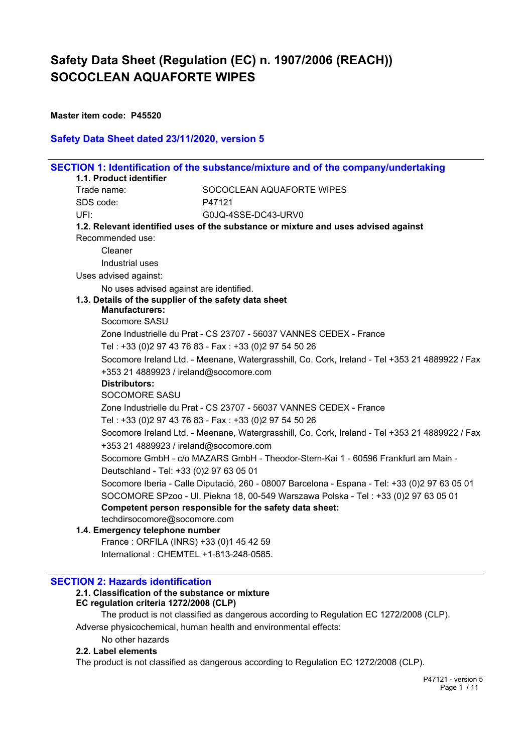# Safety Data Sheet (Regulation (EC) n. 1907/2006 (REACH))
# SOCOCLEAN AQUAFORTE WIPES

**Master item code: P45520**

**Safety Data Sheet dated 23/11/2020, version 5**

## SECTION 1: Identification of the substance/mixture and of the company/undertaking

**1.1. Product identifier**

Trade name: SOCOCLEAN AQUAFORTE WIPES

SDS code: P47121

UFI: G0JQ-4SSE-DC43-URV0

**1.2. Relevant identified uses of the substance or mixture and uses advised against**

Recommended use:

Cleaner

Industrial uses

Uses advised against:

No uses advised against are identified.

**1.3. Details of the supplier of the safety data sheet**

**Manufacturers:**

Socomore SASU

Zone Industrielle du Prat - CS 23707 - 56037 VANNES CEDEX - France

Tel : +33 (0)2 97 43 76 83 - Fax : +33 (0)2 97 54 50 26

Socomore Ireland Ltd. - Meenane, Watergrasshill, Co. Cork, Ireland - Tel +353 21 4889922 / Fax +353 21 4889923 / ireland@socomore.com

**Distributors:**

SOCOMORE SASU

Zone Industrielle du Prat - CS 23707 - 56037 VANNES CEDEX - France

Tel : +33 (0)2 97 43 76 83 - Fax : +33 (0)2 97 54 50 26

Socomore Ireland Ltd. - Meenane, Watergrasshill, Co. Cork, Ireland - Tel +353 21 4889922 / Fax +353 21 4889923 / ireland@socomore.com

Socomore GmbH - c/o MAZARS GmbH - Theodor-Stern-Kai 1 - 60596 Frankfurt am Main - Deutschland - Tel: +33 (0)2 97 63 05 01

Socomore Iberia - Calle Diputació, 260 - 08007 Barcelona - Espana - Tel: +33 (0)2 97 63 05 01

SOCOMORE SPzoo - Ul. Piekna 18, 00-549 Warszawa Polska - Tel : +33 (0)2 97 63 05 01

**Competent person responsible for the safety data sheet:**

techdirsocomore@socomore.com

**1.4. Emergency telephone number**

France : ORFILA (INRS) +33 (0)1 45 42 59

International : CHEMTEL +1-813-248-0585.

## SECTION 2: Hazards identification

**2.1. Classification of the substance or mixture**

**EC regulation criteria 1272/2008 (CLP)**

The product is not classified as dangerous according to Regulation EC 1272/2008 (CLP).

Adverse physicochemical, human health and environmental effects:

No other hazards

**2.2. Label elements**

The product is not classified as dangerous according to Regulation EC 1272/2008 (CLP).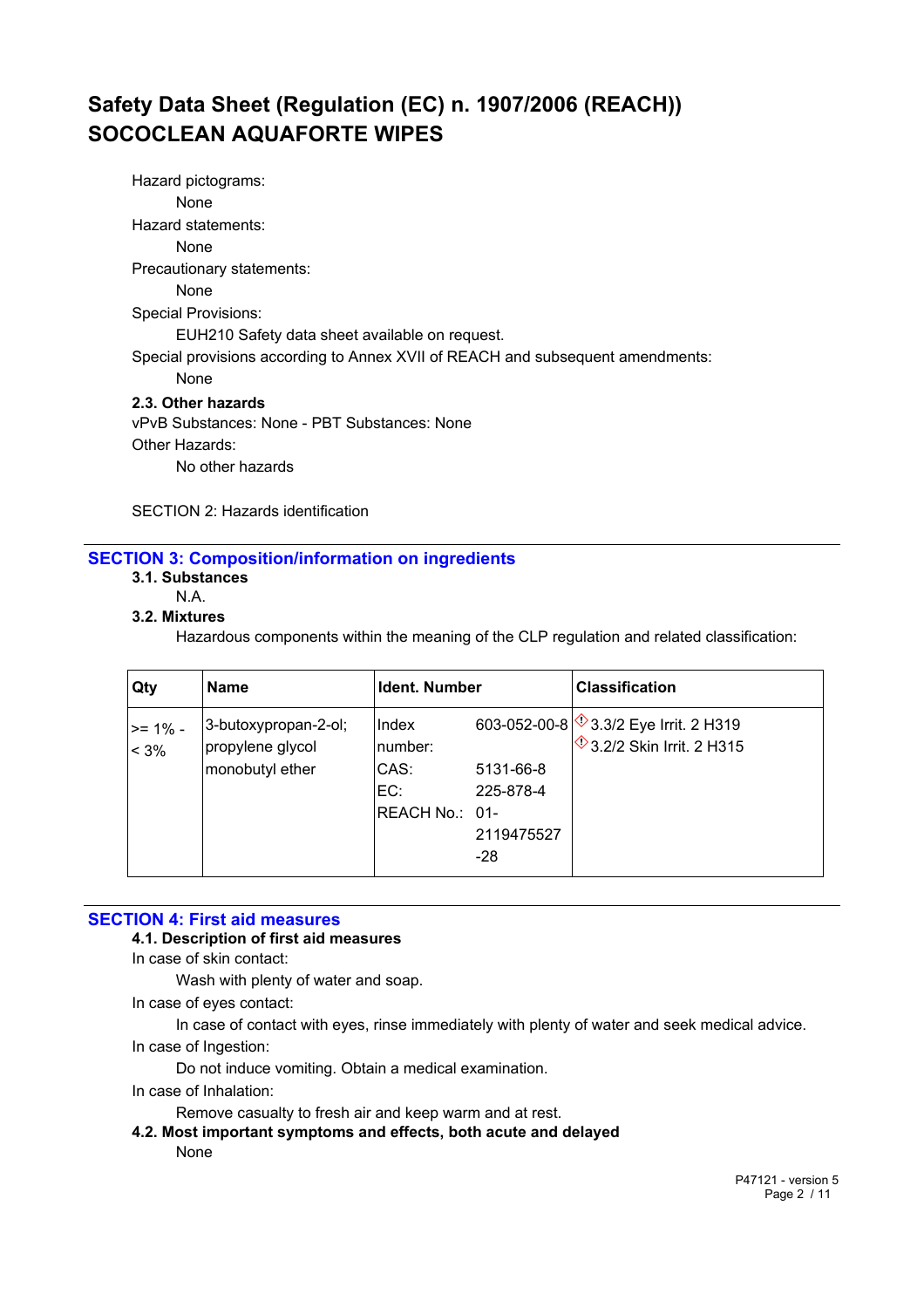Hazard pictograms:

None

Hazard statements:

None

Precautionary statements:

None

Special Provisions:

EUH210 Safety data sheet available on request.

Special provisions according to Annex XVII of REACH and subsequent amendments:

None

**2.3. Other hazards**

vPvB Substances: None - PBT Substances: None

Other Hazards:

No other hazards

SECTION 2: Hazards identification

## SECTION 3: Composition/information on ingredients

**3.1. Substances**

N.A.

**3.2. Mixtures**

Hazardous components within the meaning of the CLP regulation and related classification:

| Qty | Name | Ident. Number | | Classification |
|---|---|---|---|---|
| >= 1% - < 3% | 3-butoxypropan-2-ol; propylene glycol monobutyl ether | Index number: | 603-052-00-8 | 3.3/2 Eye Irrit. 2 H319<br>3.2/2 Skin Irrit. 2 H315 |
| | | CAS: | 5131-66-8 | |
| | | EC: | 225-878-4 | |
| | | REACH No.: | 01-2119475527-28 | |

## SECTION 4: First aid measures

**4.1. Description of first aid measures**

In case of skin contact:

Wash with plenty of water and soap.

In case of eyes contact:

In case of contact with eyes, rinse immediately with plenty of water and seek medical advice.

In case of Ingestion:

Do not induce vomiting. Obtain a medical examination.

In case of Inhalation:

Remove casualty to fresh air and keep warm and at rest.

**4.2. Most important symptoms and effects, both acute and delayed**

None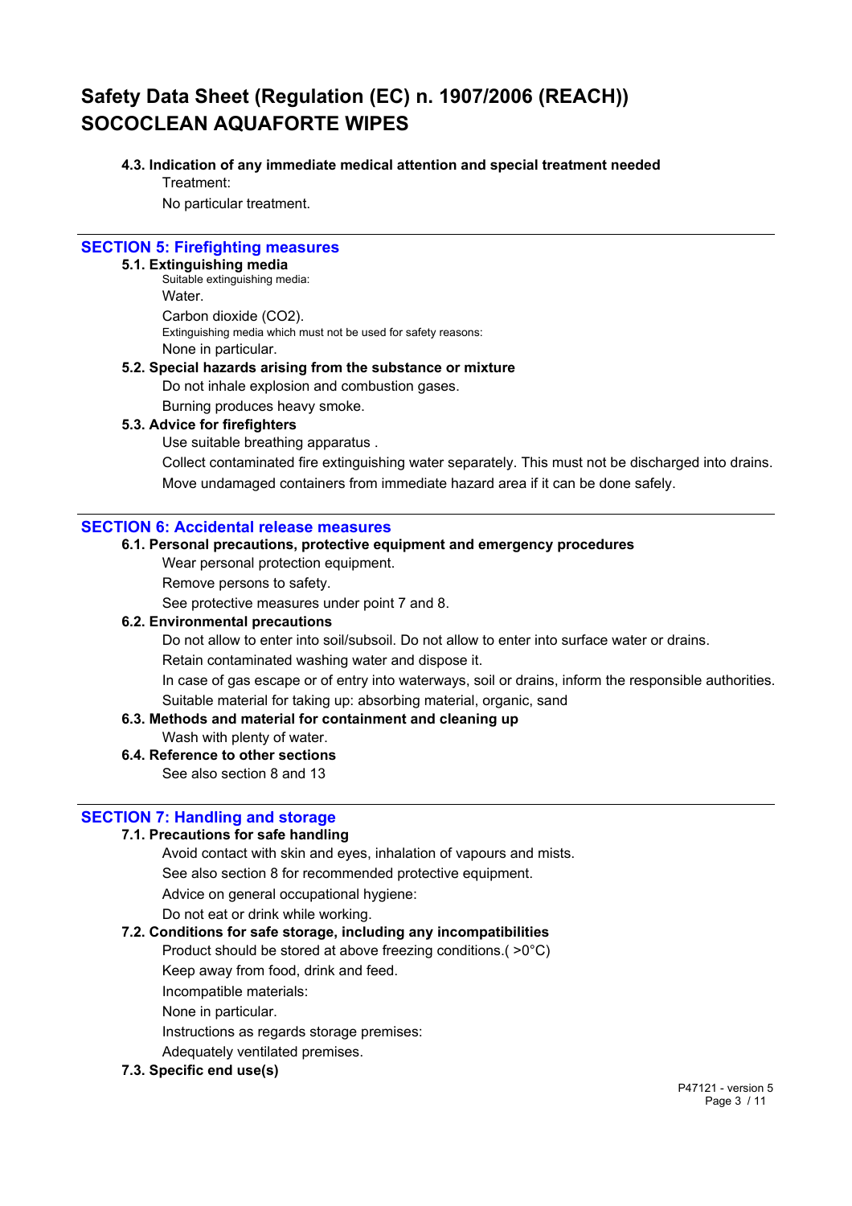#### 4.3. Indication of any immediate medical attention and special treatment needed

Treatment:

No particular treatment.

## SECTION 5: Firefighting measures

#### 5.1. Extinguishing media

Suitable extinguishing media:

Water.

Carbon dioxide ($CO_2$).

Extinguishing media which must not be used for safety reasons:

None in particular.

#### 5.2. Special hazards arising from the substance or mixture

Do not inhale explosion and combustion gases.

Burning produces heavy smoke.

#### 5.3. Advice for firefighters

Use suitable breathing apparatus .

Collect contaminated fire extinguishing water separately. This must not be discharged into drains.

Move undamaged containers from immediate hazard area if it can be done safely.

## SECTION 6: Accidental release measures

#### 6.1. Personal precautions, protective equipment and emergency procedures

Wear personal protection equipment.

Remove persons to safety.

See protective measures under point 7 and 8.

#### 6.2. Environmental precautions

Do not allow to enter into soil/subsoil. Do not allow to enter into surface water or drains.

Retain contaminated washing water and dispose it.

In case of gas escape or of entry into waterways, soil or drains, inform the responsible authorities.

Suitable material for taking up: absorbing material, organic, sand

#### 6.3. Methods and material for containment and cleaning up

Wash with plenty of water.

#### 6.4. Reference to other sections

See also section 8 and 13

## SECTION 7: Handling and storage

#### 7.1. Precautions for safe handling

Avoid contact with skin and eyes, inhalation of vapours and mists.

See also section 8 for recommended protective equipment.

Advice on general occupational hygiene:

Do not eat or drink while working.

#### 7.2. Conditions for safe storage, including any incompatibilities

Product should be stored at above freezing conditions.( >0°C)

Keep away from food, drink and feed.

Incompatible materials:

None in particular.

Instructions as regards storage premises:

Adequately ventilated premises.

#### 7.3. Specific end use(s)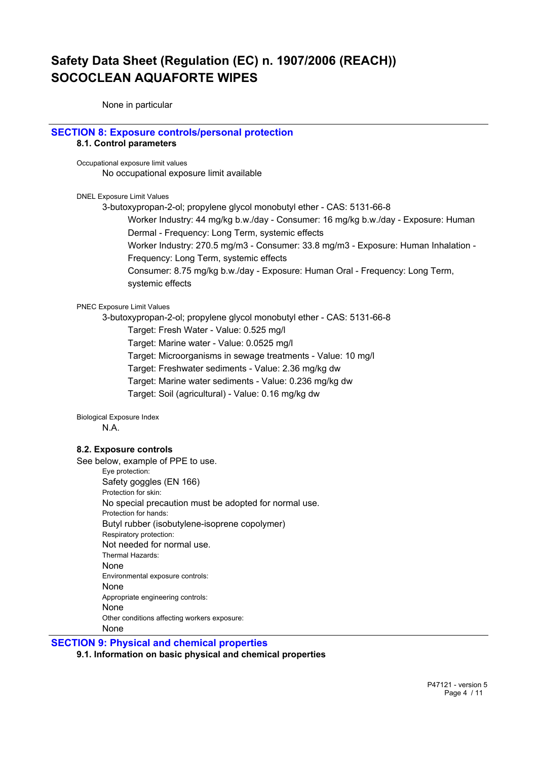None in particular

## SECTION 8: Exposure controls/personal protection

### 8.1. Control parameters

Occupational exposure limit values

No occupational exposure limit available

DNEL Exposure Limit Values

3-butoxypropan-2-ol; propylene glycol monobutyl ether - CAS: 5131-66-8

Worker Industry: 44 mg/kg b.w./day - Consumer: 16 mg/kg b.w./day - Exposure: Human Dermal - Frequency: Long Term, systemic effects

Worker Industry: 270.5 mg/m3 - Consumer: 33.8 mg/m3 - Exposure: Human Inhalation - Frequency: Long Term, systemic effects

Consumer: 8.75 mg/kg b.w./day - Exposure: Human Oral - Frequency: Long Term, systemic effects

PNEC Exposure Limit Values

3-butoxypropan-2-ol; propylene glycol monobutyl ether - CAS: 5131-66-8

Target: Fresh Water - Value: 0.525 mg/l

Target: Marine water - Value: 0.0525 mg/l

Target: Microorganisms in sewage treatments - Value: 10 mg/l

Target: Freshwater sediments - Value: 2.36 mg/kg dw

Target: Marine water sediments - Value: 0.236 mg/kg dw

Target: Soil (agricultural) - Value: 0.16 mg/kg dw

Biological Exposure Index

N.A.

### 8.2. Exposure controls

See below, example of PPE to use.

Eye protection:

Safety goggles (EN 166)

Protection for skin:

No special precaution must be adopted for normal use.

Protection for hands:

Butyl rubber (isobutylene-isoprene copolymer)

Respiratory protection:

Not needed for normal use.

Thermal Hazards:

None

Environmental exposure controls:

None

Appropriate engineering controls:

None

Other conditions affecting workers exposure:

None

## SECTION 9: Physical and chemical properties

### 9.1. Information on basic physical and chemical properties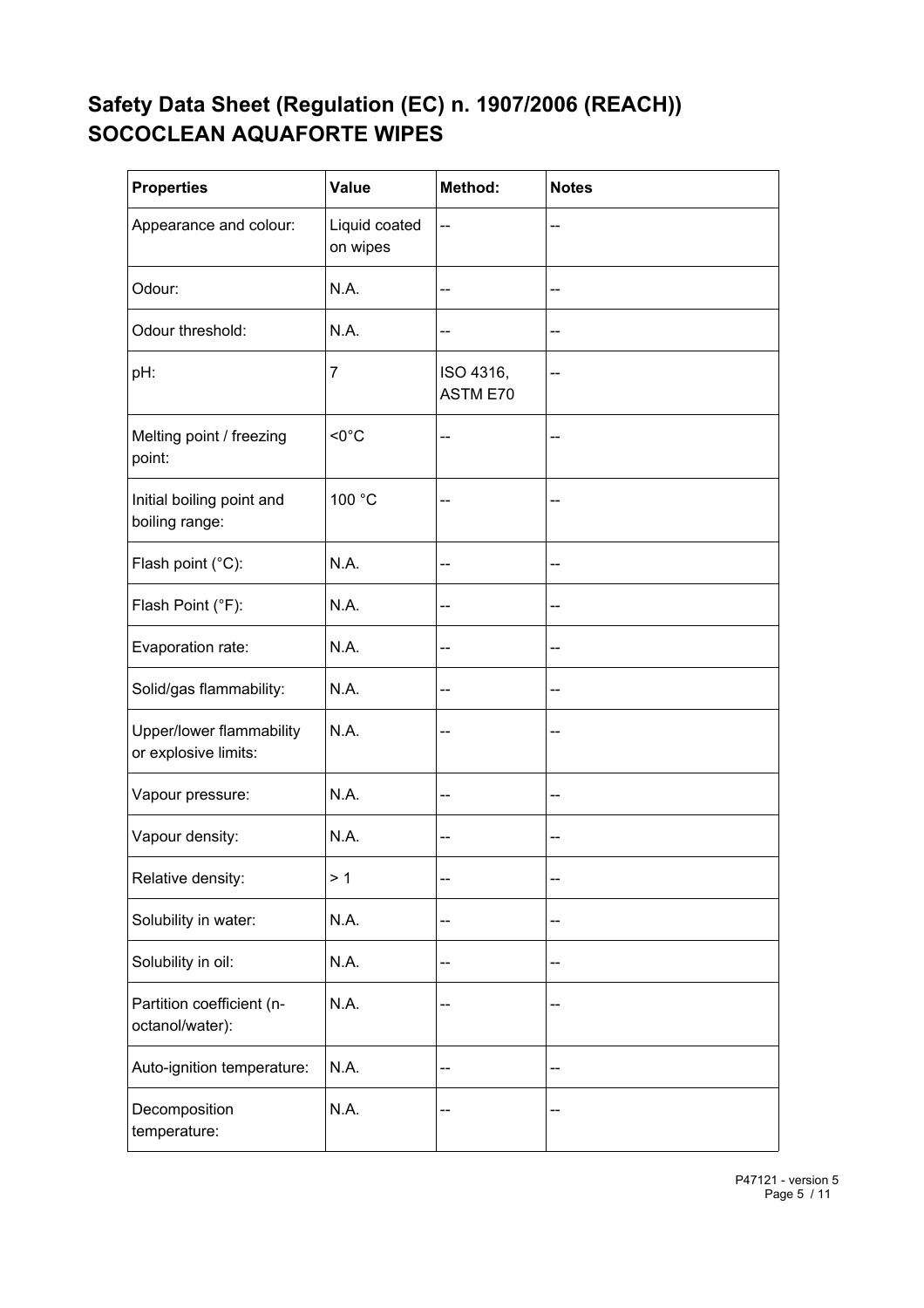# Safety Data Sheet (Regulation (EC) n. 1907/2006 (REACH))
# SOCOCLEAN AQUAFORTE WIPES

| Properties | Value | Method: | Notes |
| --- | --- | --- | --- |
| Appearance and colour: | Liquid coated on wipes | -- | -- |
| Odour: | N.A. | -- | -- |
| Odour threshold: | N.A. | -- | -- |
| pH: | 7 | ISO 4316, ASTM E70 | -- |
| Melting point / freezing point: | <0°C | -- | -- |
| Initial boiling point and boiling range: | 100 °C | -- | -- |
| Flash point (°C): | N.A. | -- | -- |
| Flash Point (°F): | N.A. | -- | -- |
| Evaporation rate: | N.A. | -- | -- |
| Solid/gas flammability: | N.A. | -- | -- |
| Upper/lower flammability or explosive limits: | N.A. | -- | -- |
| Vapour pressure: | N.A. | -- | -- |
| Vapour density: | N.A. | -- | -- |
| Relative density: | > 1 | -- | -- |
| Solubility in water: | N.A. | -- | -- |
| Solubility in oil: | N.A. | -- | -- |
| Partition coefficient (n-octanol/water): | N.A. | -- | -- |
| Auto-ignition temperature: | N.A. | -- | -- |
| Decomposition temperature: | N.A. | -- | -- |

P47121 - version 5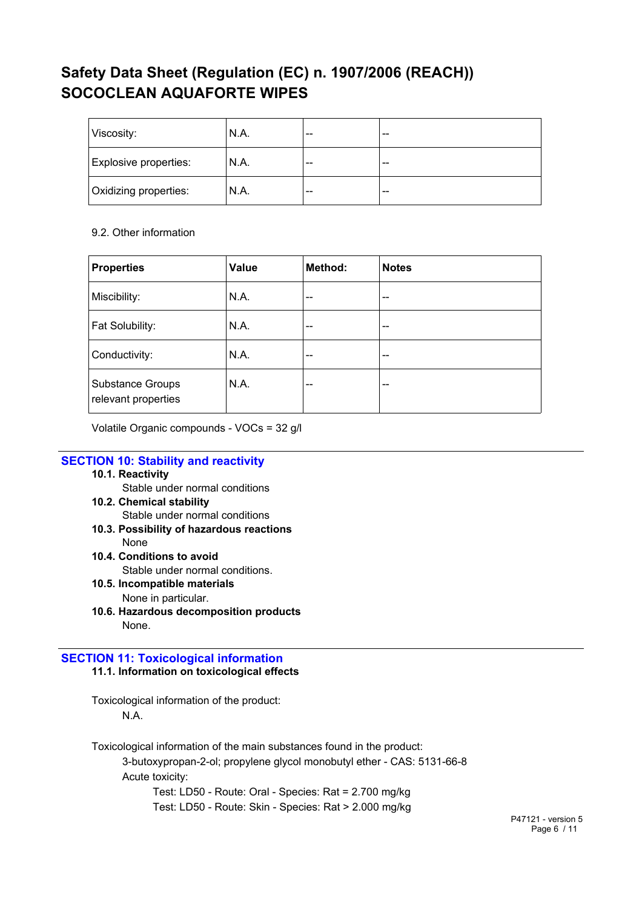| Viscosity: | N.A. | -- | -- |
|---|---|---|---|
| Explosive properties: | N.A. | -- | -- |
| Oxidizing properties: | N.A. | -- | -- |

9.2. Other information

| Properties | Value | Method: | Notes |
|---|---|---|---|
| Miscibility: | N.A. | -- | -- |
| Fat Solubility: | N.A. | -- | -- |
| Conductivity: | N.A. | -- | -- |
| Substance Groups relevant properties | N.A. | -- | -- |

Volatile Organic compounds - VOCs = 32 g/l

## SECTION 10: Stability and reactivity

**10.1. Reactivity**

Stable under normal conditions

**10.2. Chemical stability**

Stable under normal conditions

**10.3. Possibility of hazardous reactions**

None

**10.4. Conditions to avoid**

Stable under normal conditions.

**10.5. Incompatible materials**

None in particular.

**10.6. Hazardous decomposition products**

None.

## SECTION 11: Toxicological information

**11.1. Information on toxicological effects**

Toxicological information of the product:

N.A.

Toxicological information of the main substances found in the product:

3-butoxypropan-2-ol; propylene glycol monobutyl ether - CAS: 5131-66-8

Acute toxicity:

Test: LD50 - Route: Oral - Species: Rat = 2.700 mg/kg

Test: LD50 - Route: Skin - Species: Rat > 2.000 mg/kg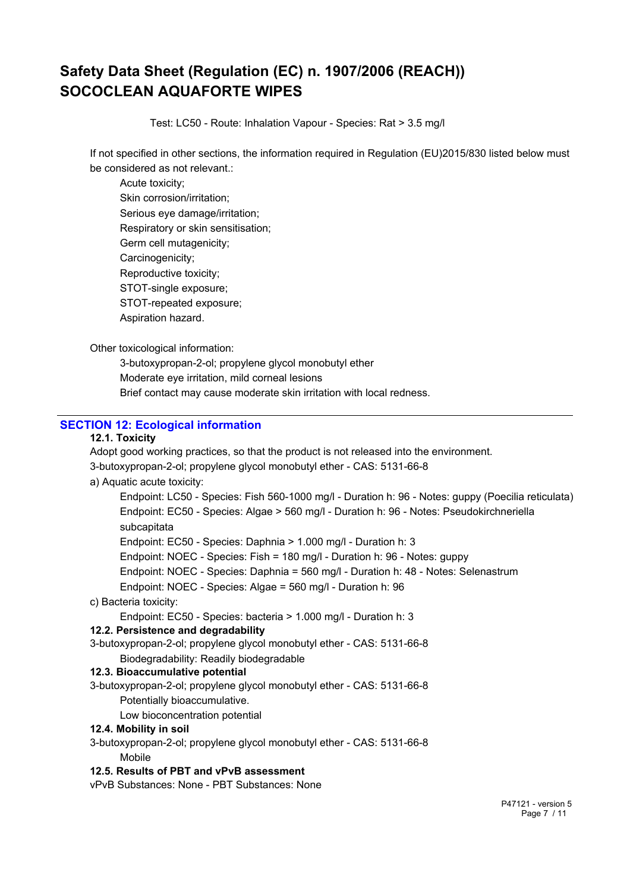Test: LC50 - Route: Inhalation Vapour - Species: Rat > 3.5 mg/l

If not specified in other sections, the information required in Regulation (EU)2015/830 listed below must be considered as not relevant.:

Acute toxicity;
Skin corrosion/irritation;
Serious eye damage/irritation;
Respiratory or skin sensitisation;
Germ cell mutagenicity;
Carcinogenicity;
Reproductive toxicity;
STOT-single exposure;
STOT-repeated exposure;
Aspiration hazard.

Other toxicological information:

3-butoxypropan-2-ol; propylene glycol monobutyl ether
Moderate eye irritation, mild corneal lesions
Brief contact may cause moderate skin irritation with local redness.

## SECTION 12: Ecological information

### 12.1. Toxicity

Adopt good working practices, so that the product is not released into the environment.

3-butoxypropan-2-ol; propylene glycol monobutyl ether - CAS: 5131-66-8

a) Aquatic acute toxicity:

Endpoint: LC50 - Species: Fish 560-1000 mg/l - Duration h: 96 - Notes: guppy (Poecilia reticulata)
Endpoint: EC50 - Species: Algae > 560 mg/l - Duration h: 96 - Notes: Pseudokirchneriella subcapitata
Endpoint: EC50 - Species: Daphnia > 1.000 mg/l - Duration h: 3
Endpoint: NOEC - Species: Fish = 180 mg/l - Duration h: 96 - Notes: guppy
Endpoint: NOEC - Species: Daphnia = 560 mg/l - Duration h: 48 - Notes: Selenastrum
Endpoint: NOEC - Species: Algae = 560 mg/l - Duration h: 96

c) Bacteria toxicity:

Endpoint: EC50 - Species: bacteria > 1.000 mg/l - Duration h: 3

### 12.2. Persistence and degradability

3-butoxypropan-2-ol; propylene glycol monobutyl ether - CAS: 5131-66-8

Biodegradability: Readily biodegradable

### 12.3. Bioaccumulative potential

3-butoxypropan-2-ol; propylene glycol monobutyl ether - CAS: 5131-66-8

Potentially bioaccumulative.
Low bioconcentration potential

### 12.4. Mobility in soil

3-butoxypropan-2-ol; propylene glycol monobutyl ether - CAS: 5131-66-8

Mobile

### 12.5. Results of PBT and vPvB assessment

vPvB Substances: None - PBT Substances: None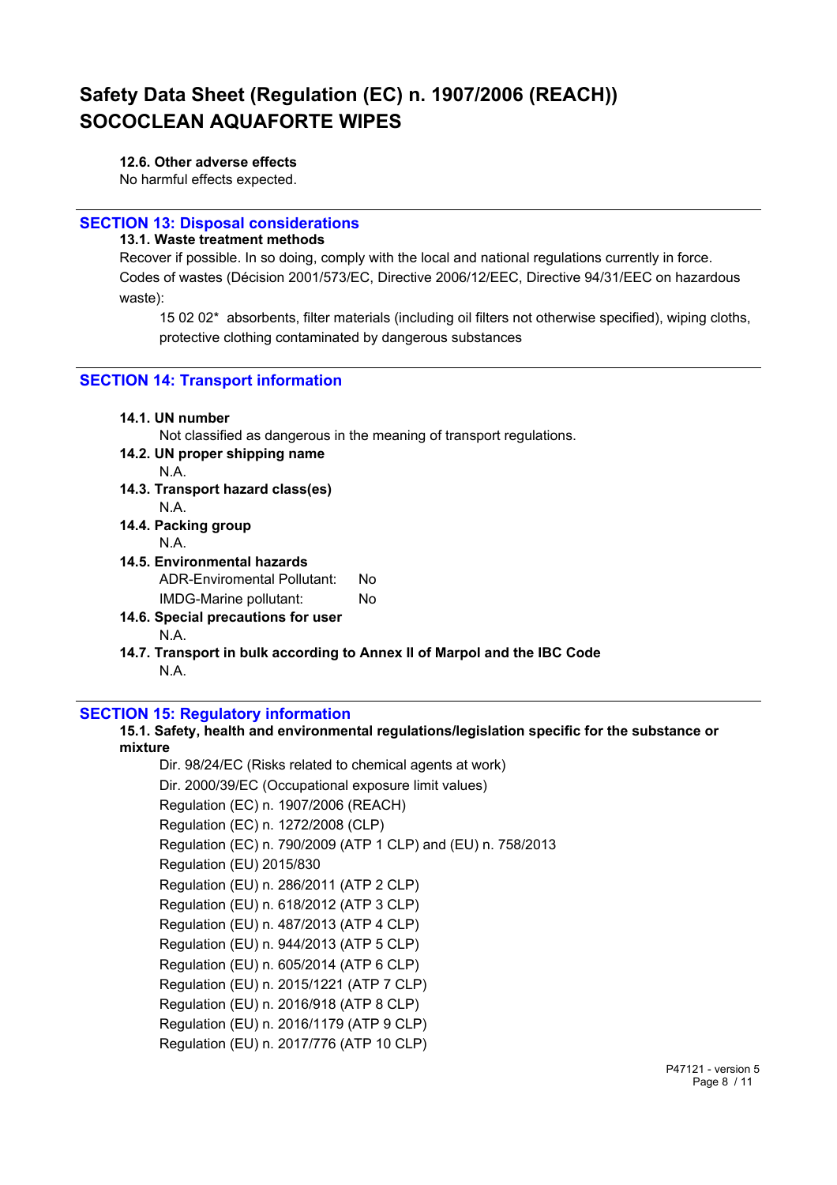#### 12.6. Other adverse effects

No harmful effects expected.

## SECTION 13: Disposal considerations

### 13.1. Waste treatment methods

Recover if possible. In so doing, comply with the local and national regulations currently in force.

Codes of wastes (Décision 2001/573/EC, Directive 2006/12/EEC, Directive 94/31/EEC on hazardous waste):

15 02 02* absorbents, filter materials (including oil filters not otherwise specified), wiping cloths, protective clothing contaminated by dangerous substances

## SECTION 14: Transport information

### 14.1. UN number

Not classified as dangerous in the meaning of transport regulations.

### 14.2. UN proper shipping name

N.A.

### 14.3. Transport hazard class(es)

N.A.

### 14.4. Packing group

N.A.

### 14.5. Environmental hazards

ADR-Enviromental Pollutant: No

IMDG-Marine pollutant: No

### 14.6. Special precautions for user

N.A.

### 14.7. Transport in bulk according to Annex II of Marpol and the IBC Code

N.A.

## SECTION 15: Regulatory information

### 15.1. Safety, health and environmental regulations/legislation specific for the substance or mixture

Dir. 98/24/EC (Risks related to chemical agents at work)
Dir. 2000/39/EC (Occupational exposure limit values)
Regulation (EC) n. 1907/2006 (REACH)
Regulation (EC) n. 1272/2008 (CLP)
Regulation (EC) n. 790/2009 (ATP 1 CLP) and (EU) n. 758/2013
Regulation (EU) 2015/830
Regulation (EU) n. 286/2011 (ATP 2 CLP)
Regulation (EU) n. 618/2012 (ATP 3 CLP)
Regulation (EU) n. 487/2013 (ATP 4 CLP)
Regulation (EU) n. 944/2013 (ATP 5 CLP)
Regulation (EU) n. 605/2014 (ATP 6 CLP)
Regulation (EU) n. 2015/1221 (ATP 7 CLP)
Regulation (EU) n. 2016/918 (ATP 8 CLP)
Regulation (EU) n. 2016/1179 (ATP 9 CLP)
Regulation (EU) n. 2017/776 (ATP 10 CLP)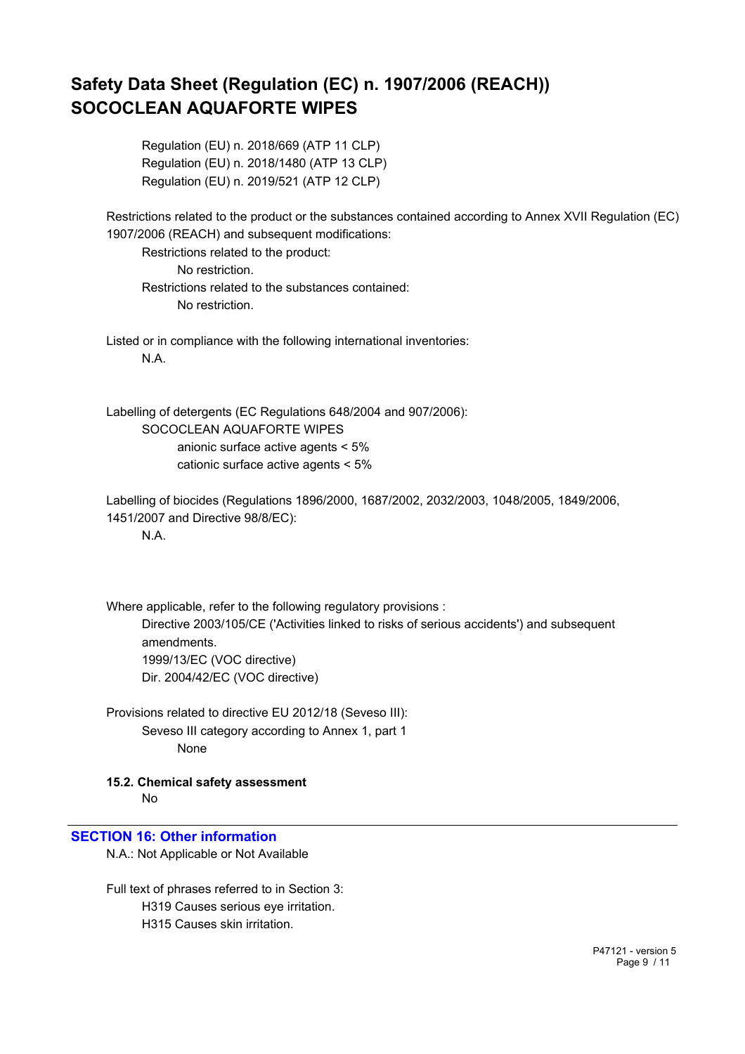Regulation (EU) n. 2018/669 (ATP 11 CLP)
Regulation (EU) n. 2018/1480 (ATP 13 CLP)
Regulation (EU) n. 2019/521 (ATP 12 CLP)

Restrictions related to the product or the substances contained according to Annex XVII Regulation (EC) 1907/2006 (REACH) and subsequent modifications:

Restrictions related to the product:
No restriction.

Restrictions related to the substances contained:
No restriction.

Listed or in compliance with the following international inventories:
N.A.

Labelling of detergents (EC Regulations 648/2004 and 907/2006):
SOCOCLEAN AQUAFORTE WIPES
anionic surface active agents < 5%
cationic surface active agents < 5%

Labelling of biocides (Regulations 1896/2000, 1687/2002, 2032/2003, 1048/2005, 1849/2006, 1451/2007 and Directive 98/8/EC):
N.A.

Where applicable, refer to the following regulatory provisions :
Directive 2003/105/CE ('Activities linked to risks of serious accidents') and subsequent amendments.
1999/13/EC (VOC directive)
Dir. 2004/42/EC (VOC directive)

Provisions related to directive EU 2012/18 (Seveso III):
Seveso III category according to Annex 1, part 1
None

### 15.2. Chemical safety assessment

No

## SECTION 16: Other information

N.A.: Not Applicable or Not Available

Full text of phrases referred to in Section 3:
H319 Causes serious eye irritation.
H315 Causes skin irritation.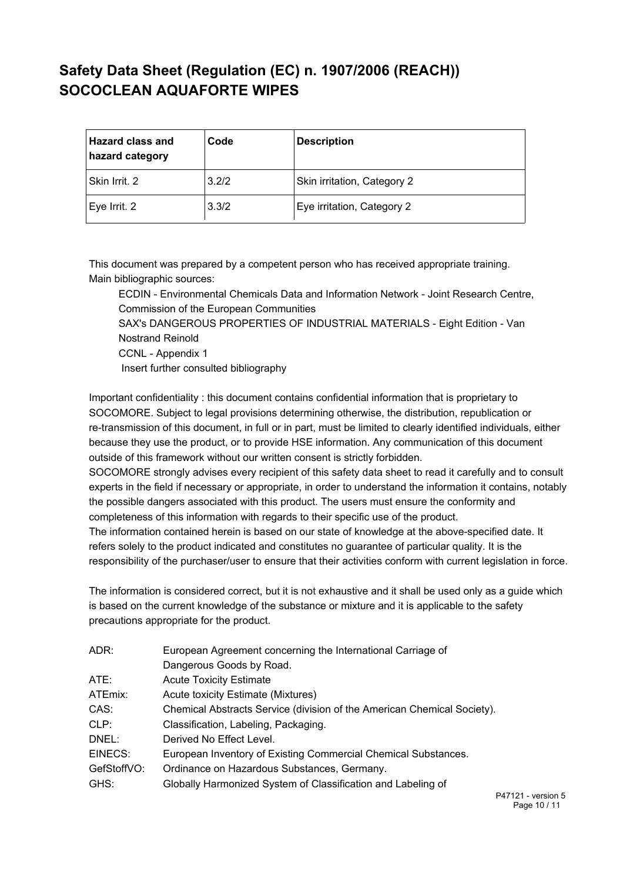# Safety Data Sheet (Regulation (EC) n. 1907/2006 (REACH))
# SOCOCLEAN AQUAFORTE WIPES

| Hazard class and hazard category | Code | Description |
|---|---|---|
| Skin Irrit. 2 | 3.2/2 | Skin irritation, Category 2 |
| Eye Irrit. 2 | 3.3/2 | Eye irritation, Category 2 |

This document was prepared by a competent person who has received appropriate training.
Main bibliographic sources:

ECDIN - Environmental Chemicals Data and Information Network - Joint Research Centre, Commission of the European Communities
SAX's DANGEROUS PROPERTIES OF INDUSTRIAL MATERIALS - Eight Edition - Van Nostrand Reinold
CCNL - Appendix 1
Insert further consulted bibliography

Important confidentiality : this document contains confidential information that is proprietary to SOCOMORE. Subject to legal provisions determining otherwise, the distribution, republication or re-transmission of this document, in full or in part, must be limited to clearly identified individuals, either because they use the product, or to provide HSE information. Any communication of this document outside of this framework without our written consent is strictly forbidden.
SOCOMORE strongly advises every recipient of this safety data sheet to read it carefully and to consult experts in the field if necessary or appropriate, in order to understand the information it contains, notably the possible dangers associated with this product. The users must ensure the conformity and completeness of this information with regards to their specific use of the product.
The information contained herein is based on our state of knowledge at the above-specified date. It refers solely to the product indicated and constitutes no guarantee of particular quality. It is the responsibility of the purchaser/user to ensure that their activities conform with current legislation in force.

The information is considered correct, but it is not exhaustive and it shall be used only as a guide which is based on the current knowledge of the substance or mixture and it is applicable to the safety precautions appropriate for the product.

ADR: European Agreement concerning the International Carriage of Dangerous Goods by Road.
ATE: Acute Toxicity Estimate
ATEmix: Acute toxicity Estimate (Mixtures)
CAS: Chemical Abstracts Service (division of the American Chemical Society).
CLP: Classification, Labeling, Packaging.
DNEL: Derived No Effect Level.
EINECS: European Inventory of Existing Commercial Chemical Substances.
GefStoffVO: Ordinance on Hazardous Substances, Germany.
GHS: Globally Harmonized System of Classification and Labeling of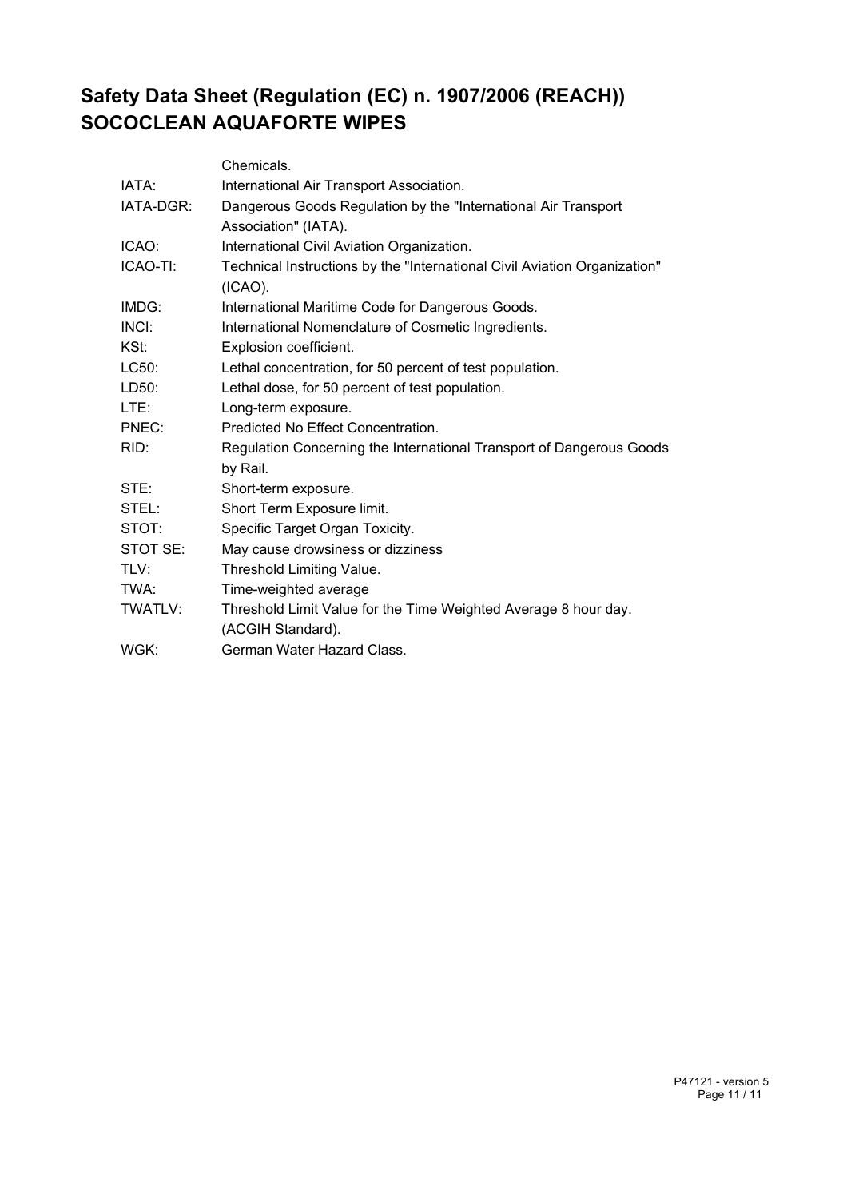Chemicals.

| | |
|---|---|
| IATA: | International Air Transport Association. |
| IATA-DGR: | Dangerous Goods Regulation by the "International Air Transport Association" (IATA). |
| ICAO: | International Civil Aviation Organization. |
| ICAO-TI: | Technical Instructions by the "International Civil Aviation Organization" (ICAO). |
| IMDG: | International Maritime Code for Dangerous Goods. |
| INCI: | International Nomenclature of Cosmetic Ingredients. |
| KSt: | Explosion coefficient. |
| LC50: | Lethal concentration, for 50 percent of test population. |
| LD50: | Lethal dose, for 50 percent of test population. |
| LTE: | Long-term exposure. |
| PNEC: | Predicted No Effect Concentration. |
| RID: | Regulation Concerning the International Transport of Dangerous Goods by Rail. |
| STE: | Short-term exposure. |
| STEL: | Short Term Exposure limit. |
| STOT: | Specific Target Organ Toxicity. |
| STOT SE: | May cause drowsiness or dizziness |
| TLV: | Threshold Limiting Value. |
| TWA: | Time-weighted average |
| TWATLV: | Threshold Limit Value for the Time Weighted Average 8 hour day. (ACGIH Standard). |
| WGK: | German Water Hazard Class. |